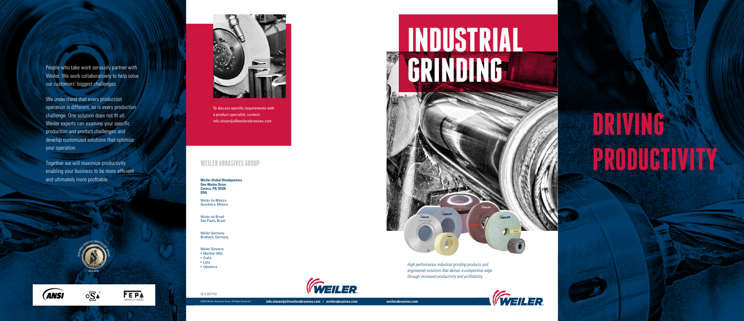People who take work seriously partner with Weiler. We work collaboratively to help solve our customers' biggest challenges.

We understand that every production operation is different, so is every production challenge. One solution does not fit all. Weiler experts can examine your specific production and product challenges and develop customized solutions that optimize your operation.

Together we will maximize productivity enabling your business to be more efficient and ultimately more profitable.

To discuss specific requirements with a product specialist, contact: info.slovenija@weilerabrasives.com

## WEILER ABRASIVES GROUP

**Weiler Global Headquarters**
**One Weiler Drive**
**Cresco, PA 18326**
**USA**

Weiler de México
Querétaro, México

Weiler do Brasil
São Paulo, Brazil

Weiler Germany
Bindlach, Germany

Weiler Slovenia
- Maribor (HQ)
- Zreče
- Loče
- Oplotnica

ID # 407742

©2018 Weiler Abrasives Group. All Rights Reserved.

**info.slovenija@weilerabrasives.com / weilerabrasives.com**

# INDUSTRIAL GRINDING

*High performance industrial grinding products and engineered solutions that deliver a competitive edge through increased productivity and profitability.*

**weilerabrasives.com**

# DRIVING PRODUCTIVITY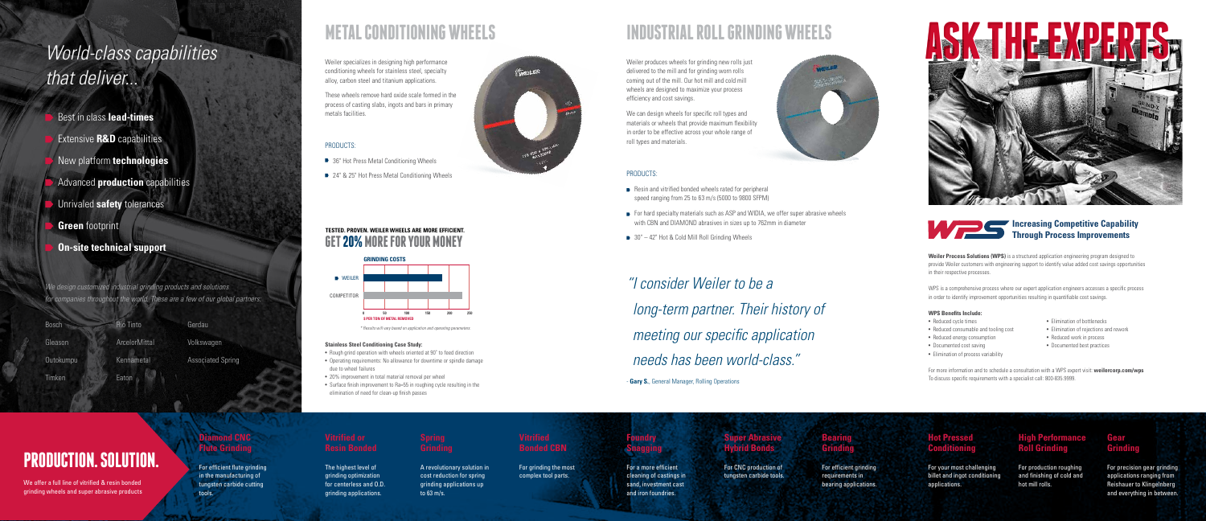# *World-class capabilities that deliver...*

- Best in class **lead-times**
- Extensive **R&D** capabilities
- New platform **technologies**
- Advanced **production** capabilities
- Unrivaled **safety** tolerances
- **Green** footprint
- **On-site technical support**

*We design customized industrial grinding products and solutions for companies throughout the world. These are a few of our global partners:*

| | | |
|---|---|---|
| Bosch | Rio Tinto | Gerdau |
| Gleason | ArcelorMittal | Volkswagen |
| Outokumpu | Kennametal | Associated Spring |
| Timken | Eaton | |

# PRODUCTION. SOLUTION.

We offer a full line of vitrified & resin bonded grinding wheels and super abrasive products

# METAL CONDITIONING WHEELS

Weiler specializes in designing high performance conditioning wheels for stainless steel, specialty alloy, carbon steel and titanium applications.

These wheels remove hard oxide scale formed in the process of casting slabs, ingots and bars in primary metals facilities.

### PRODUCTS:

- 36" Hot Press Metal Conditioning Wheels
- 24" & 25" Hot Press Metal Conditioning Wheels

**TESTED. PROVEN. WEILER WHEELS ARE MORE EFFICIENT.**

## GET 20% MORE FOR YOUR MONEY

GRINDING COSTS

WEILER

COMPETITOR

0 50 100 150 200 250

$ PER TON OF METAL REMOVED

* Results will vary based on application and operating parameters

**Stainless Steel Conditioning Case Study:**

- Rough grind operation with wheels oriented at 90° to feed direction
- Operating requirements: No allowance for downtime or spindle damage due to wheel failures
- 20% improvement in total material removal per wheel
- Surface finish improvement to Ra=55 in roughing cycle resulting in the elimination of need for clean-up finish passes

# INDUSTRIAL ROLL GRINDING WHEELS

Weiler produces wheels for grinding new rolls just delivered to the mill and for grinding worn rolls coming out of the mill. Our hot mill and cold mill wheels are designed to maximize your process efficiency and cost savings.

We can design wheels for specific roll types and materials or wheels that provide maximum flexibility in order to be effective across your whole range of roll types and materials.

### PRODUCTS:

- Resin and vitrified bonded wheels rated for peripheral speed ranging from 25 to 63 m/s (5000 to 9800 SFPM)
- For hard specialty materials such as ASP and WIDIA, we offer super abrasive wheels with CBN and DIAMOND abrasives in sizes up to 762mm in diameter
- 30" – 42" Hot & Cold Mill Roll Grinding Wheels

*"I consider Weiler to be a long-term partner. Their history of meeting our specific application needs has been world-class."*

- **Gary S.**, General Manager, Rolling Operations

# ASK THE EXPERTS

## WPS Increasing Competitive Capability Through Process Improvements

**Weiler Process Solutions (WPS)** is a structured application engineering program designed to provide Weiler customers with engineering support to identify value added cost savings opportunities in their respective processes.

WPS is a comprehensive process where our expert application engineers accesses a specific process in order to identify improvement opportunities resulting in quantifiable cost savings.

**WPS Benefits Include:**

- Reduced cycle times
- Reduced consumable and tooling cost
- Reduced energy consumption
- Documented cost saving
- Elimination of process variability
- Elimination of bottlenecks
- Elimination of rejections and rework
- Reduced work in process
- Documented best practices

For more information and to schedule a consultation with a WPS expert visit: **weilercorp.com/wps**
To discuss specific requirements with a specialist call: 800-835-9999.

**Diamond CNC Flute Grinding**
For efficient flute grinding in the manufacturing of tungsten carbide cutting tools.

**Vitrified or Resin Bonded**
The highest level of grinding optimization for centerless and O.D. grinding applications.

**Spring Grinding**
A revolutionary solution in cost reduction for spring grinding applications up to 63 m/s.

**Vitrified Bonded CBN**
For grinding the most complex tool parts.

**Foundry Snagging**
For a more efficient cleaning of castings in sand, investment cast and iron foundries.

**Super Abrasive Hybrid Bonds**
For CNC production of tungsten carbide tools.

**Bearing Grinding**
For efficient grinding requirements in bearing applications.

**Hot Pressed Conditioning**
For your most challenging billet and ingot conditioning applications.

**High Performance Roll Grinding**
For production roughing and finishing of cold and hot mill rolls.

**Gear Grinding**
For precision gear grinding applications ranging from Reishauer to Klingelnberg and everything in between.